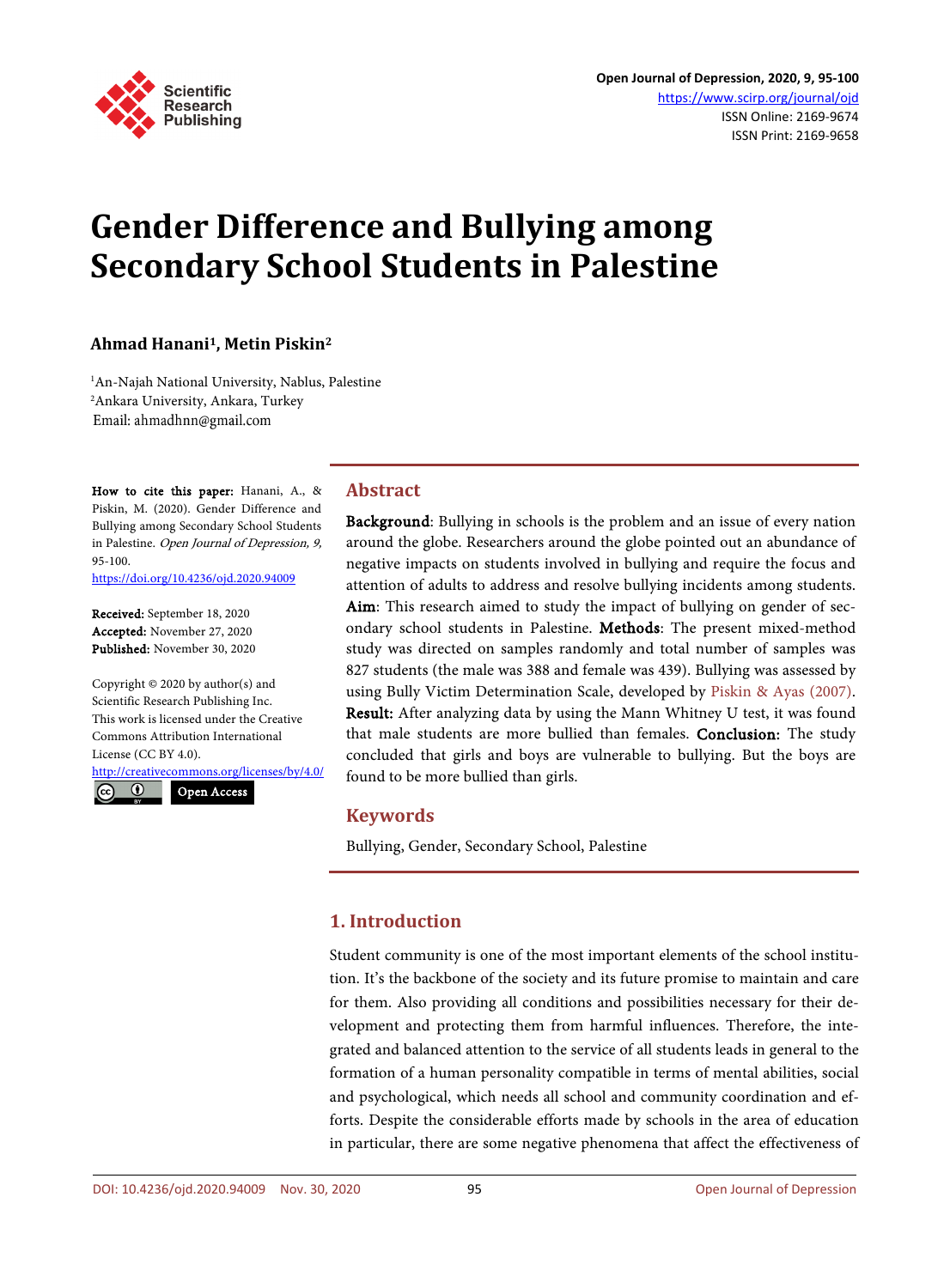# Gender Difference and Bullying among Secondary School Students in Palestine

**Ahmad Hanani[1], Metin Piskin[2]**

[1]An-Najah National University, Nablus, Palestine
[2]Ankara University, Ankara, Turkey
Email: ahmadhnn@gmail.com

**How to cite this paper:** Hanani, A., & Piskin, M. (2020). Gender Difference and Bullying among Secondary School Students in Palestine. *Open Journal of Depression, 9,* 95-100.
https://doi.org/10.4236/ojd.2020.94009

**Received:** September 18, 2020
**Accepted:** November 27, 2020
**Published:** November 30, 2020

Copyright © 2020 by author(s) and Scientific Research Publishing Inc.
This work is licensed under the Creative Commons Attribution International License (CC BY 4.0).
http://creativecommons.org/licenses/by/4.0/
Open Access

## Abstract

**Background**: Bullying in schools is the problem and an issue of every nation around the globe. Researchers around the globe pointed out an abundance of negative impacts on students involved in bullying and require the focus and attention of adults to address and resolve bullying incidents among students. **Aim**: This research aimed to study the impact of bullying on gender of secondary school students in Palestine. **Methods**: The present mixed-method study was directed on samples randomly and total number of samples was 827 students (the male was 388 and female was 439). Bullying was assessed by using Bully Victim Determination Scale, developed by Piskin & Ayas (2007). **Result:** After analyzing data by using the Mann Whitney U test, it was found that male students are more bullied than females. **Conclusion:** The study concluded that girls and boys are vulnerable to bullying. But the boys are found to be more bullied than girls.

## Keywords

Bullying, Gender, Secondary School, Palestine

## 1. Introduction

Student community is one of the most important elements of the school institution. It's the backbone of the society and its future promise to maintain and care for them. Also providing all conditions and possibilities necessary for their development and protecting them from harmful influences. Therefore, the integrated and balanced attention to the service of all students leads in general to the formation of a human personality compatible in terms of mental abilities, social and psychological, which needs all school and community coordination and efforts. Despite the considerable efforts made by schools in the area of education in particular, there are some negative phenomena that affect the effectiveness of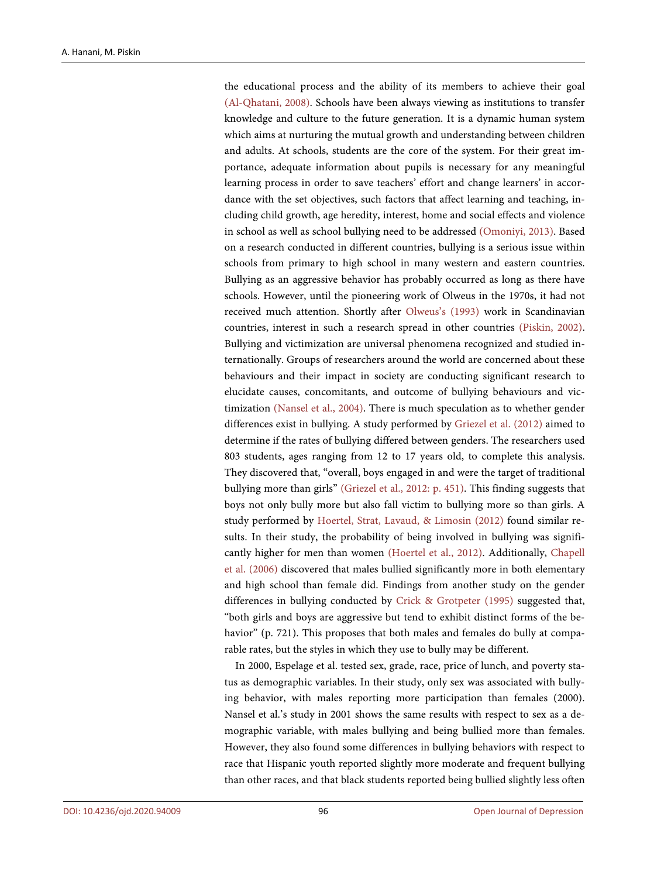the educational process and the ability of its members to achieve their goal (Al-Qhatani, 2008). Schools have been always viewing as institutions to transfer knowledge and culture to the future generation. It is a dynamic human system which aims at nurturing the mutual growth and understanding between children and adults. At schools, students are the core of the system. For their great importance, adequate information about pupils is necessary for any meaningful learning process in order to save teachers' effort and change learners' in accordance with the set objectives, such factors that affect learning and teaching, including child growth, age heredity, interest, home and social effects and violence in school as well as school bullying need to be addressed (Omoniyi, 2013). Based on a research conducted in different countries, bullying is a serious issue within schools from primary to high school in many western and eastern countries. Bullying as an aggressive behavior has probably occurred as long as there have schools. However, until the pioneering work of Olweus in the 1970s, it had not received much attention. Shortly after Olweus's (1993) work in Scandinavian countries, interest in such a research spread in other countries (Piskin, 2002). Bullying and victimization are universal phenomena recognized and studied internationally. Groups of researchers around the world are concerned about these behaviours and their impact in society are conducting significant research to elucidate causes, concomitants, and outcome of bullying behaviours and victimization (Nansel et al., 2004). There is much speculation as to whether gender differences exist in bullying. A study performed by Griezel et al. (2012) aimed to determine if the rates of bullying differed between genders. The researchers used 803 students, ages ranging from 12 to 17 years old, to complete this analysis. They discovered that, "overall, boys engaged in and were the target of traditional bullying more than girls" (Griezel et al., 2012: p. 451). This finding suggests that boys not only bully more but also fall victim to bullying more so than girls. A study performed by Hoertel, Strat, Lavaud, & Limosin (2012) found similar results. In their study, the probability of being involved in bullying was significantly higher for men than women (Hoertel et al., 2012). Additionally, Chapell et al. (2006) discovered that males bullied significantly more in both elementary and high school than female did. Findings from another study on the gender differences in bullying conducted by Crick & Grotpeter (1995) suggested that, "both girls and boys are aggressive but tend to exhibit distinct forms of the behavior" (p. 721). This proposes that both males and females do bully at comparable rates, but the styles in which they use to bully may be different.

In 2000, Espelage et al. tested sex, grade, race, price of lunch, and poverty status as demographic variables. In their study, only sex was associated with bullying behavior, with males reporting more participation than females (2000). Nansel et al.'s study in 2001 shows the same results with respect to sex as a demographic variable, with males bullying and being bullied more than females. However, they also found some differences in bullying behaviors with respect to race that Hispanic youth reported slightly more moderate and frequent bullying than other races, and that black students reported being bullied slightly less often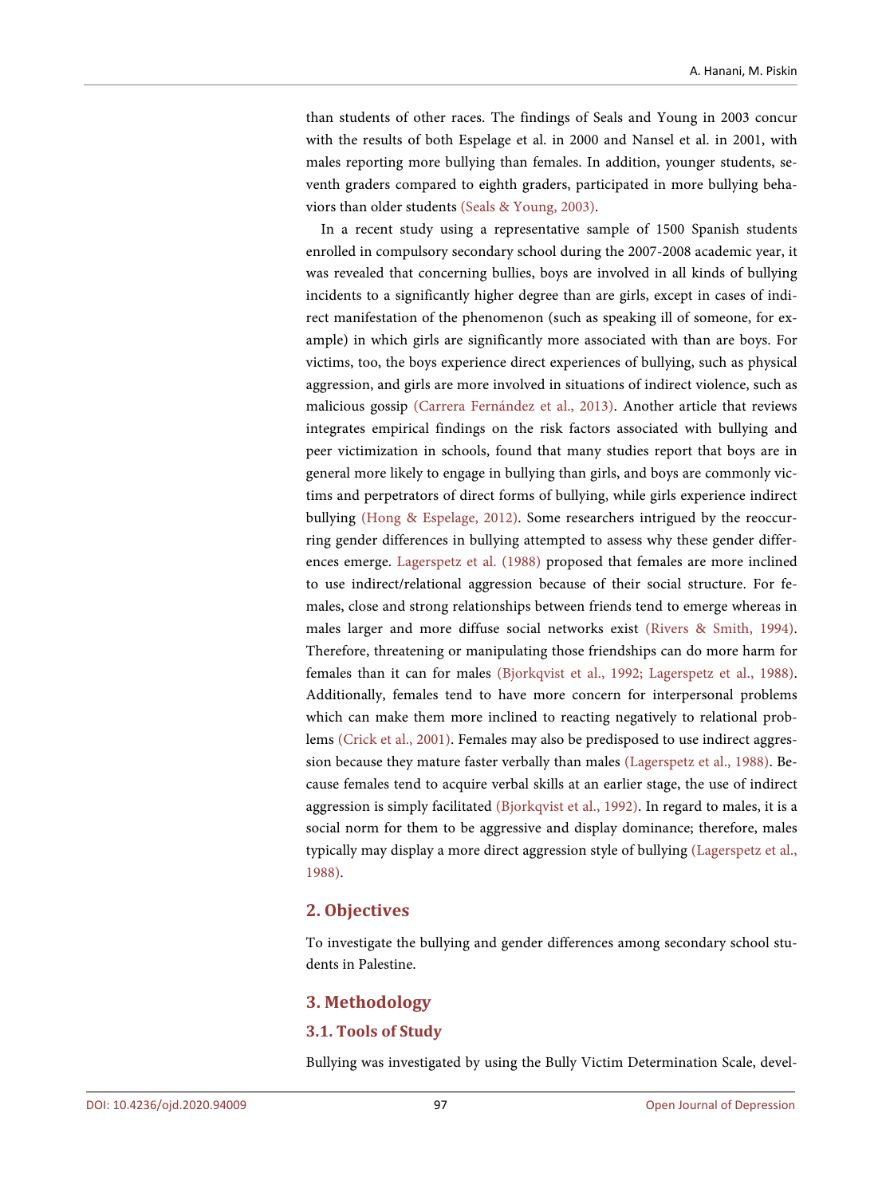than students of other races. The findings of Seals and Young in 2003 concur with the results of both Espelage et al. in 2000 and Nansel et al. in 2001, with males reporting more bullying than females. In addition, younger students, seventh graders compared to eighth graders, participated in more bullying behaviors than older students (Seals & Young, 2003).

In a recent study using a representative sample of 1500 Spanish students enrolled in compulsory secondary school during the 2007-2008 academic year, it was revealed that concerning bullies, boys are involved in all kinds of bullying incidents to a significantly higher degree than are girls, except in cases of indirect manifestation of the phenomenon (such as speaking ill of someone, for example) in which girls are significantly more associated with than are boys. For victims, too, the boys experience direct experiences of bullying, such as physical aggression, and girls are more involved in situations of indirect violence, such as malicious gossip (Carrera Fernández et al., 2013). Another article that reviews integrates empirical findings on the risk factors associated with bullying and peer victimization in schools, found that many studies report that boys are in general more likely to engage in bullying than girls, and boys are commonly victims and perpetrators of direct forms of bullying, while girls experience indirect bullying (Hong & Espelage, 2012). Some researchers intrigued by the reoccurring gender differences in bullying attempted to assess why these gender differences emerge. Lagerspetz et al. (1988) proposed that females are more inclined to use indirect/relational aggression because of their social structure. For females, close and strong relationships between friends tend to emerge whereas in males larger and more diffuse social networks exist (Rivers & Smith, 1994). Therefore, threatening or manipulating those friendships can do more harm for females than it can for males (Bjorkqvist et al., 1992; Lagerspetz et al., 1988). Additionally, females tend to have more concern for interpersonal problems which can make them more inclined to reacting negatively to relational problems (Crick et al., 2001). Females may also be predisposed to use indirect aggression because they mature faster verbally than males (Lagerspetz et al., 1988). Because females tend to acquire verbal skills at an earlier stage, the use of indirect aggression is simply facilitated (Bjorkqvist et al., 1992). In regard to males, it is a social norm for them to be aggressive and display dominance; therefore, males typically may display a more direct aggression style of bullying (Lagerspetz et al., 1988).

## 2. Objectives

To investigate the bullying and gender differences among secondary school students in Palestine.

## 3. Methodology

### 3.1. Tools of Study

Bullying was investigated by using the Bully Victim Determination Scale, devel-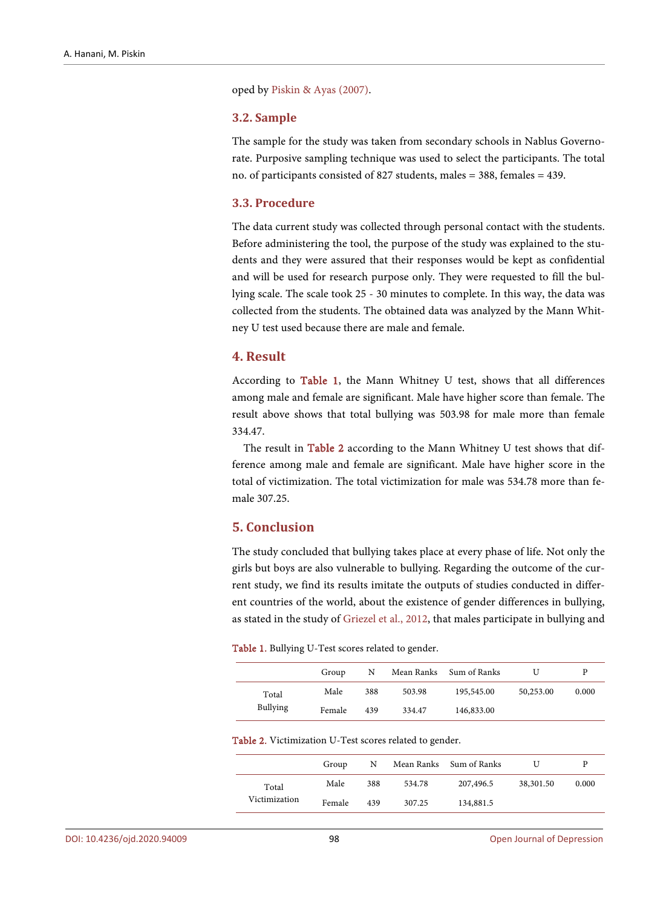oped by Piskin & Ayas (2007).

### 3.2. Sample

The sample for the study was taken from secondary schools in Nablus Governorate. Purposive sampling technique was used to select the participants. The total no. of participants consisted of 827 students, males = 388, females = 439.

### 3.3. Procedure

The data current study was collected through personal contact with the students. Before administering the tool, the purpose of the study was explained to the students and they were assured that their responses would be kept as confidential and will be used for research purpose only. They were requested to fill the bullying scale. The scale took 25 - 30 minutes to complete. In this way, the data was collected from the students. The obtained data was analyzed by the Mann Whitney U test used because there are male and female.

## 4. Result

According to Table 1, the Mann Whitney U test, shows that all differences among male and female are significant. Male have higher score than female. The result above shows that total bullying was 503.98 for male more than female 334.47.

The result in Table 2 according to the Mann Whitney U test shows that difference among male and female are significant. Male have higher score in the total of victimization. The total victimization for male was 534.78 more than female 307.25.

## 5. Conclusion

The study concluded that bullying takes place at every phase of life. Not only the girls but boys are also vulnerable to bullying. Regarding the outcome of the current study, we find its results imitate the outputs of studies conducted in different countries of the world, about the existence of gender differences in bullying, as stated in the study of Griezel et al., 2012, that males participate in bullying and

Table 1. Bullying U-Test scores related to gender.

| | Group | N | Mean Ranks | Sum of Ranks | U | P |
|---|---|---|---|---|---|---|
| Total Bullying | Male | 388 | 503.98 | 195,545.00 | 50,253.00 | 0.000 |
| | Female | 439 | 334.47 | 146,833.00 | | |

Table 2. Victimization U-Test scores related to gender.

| | Group | N | Mean Ranks | Sum of Ranks | U | P |
|---|---|---|---|---|---|---|
| Total Victimization | Male | 388 | 534.78 | 207,496.5 | 38,301.50 | 0.000 |
| | Female | 439 | 307.25 | 134,881.5 | | |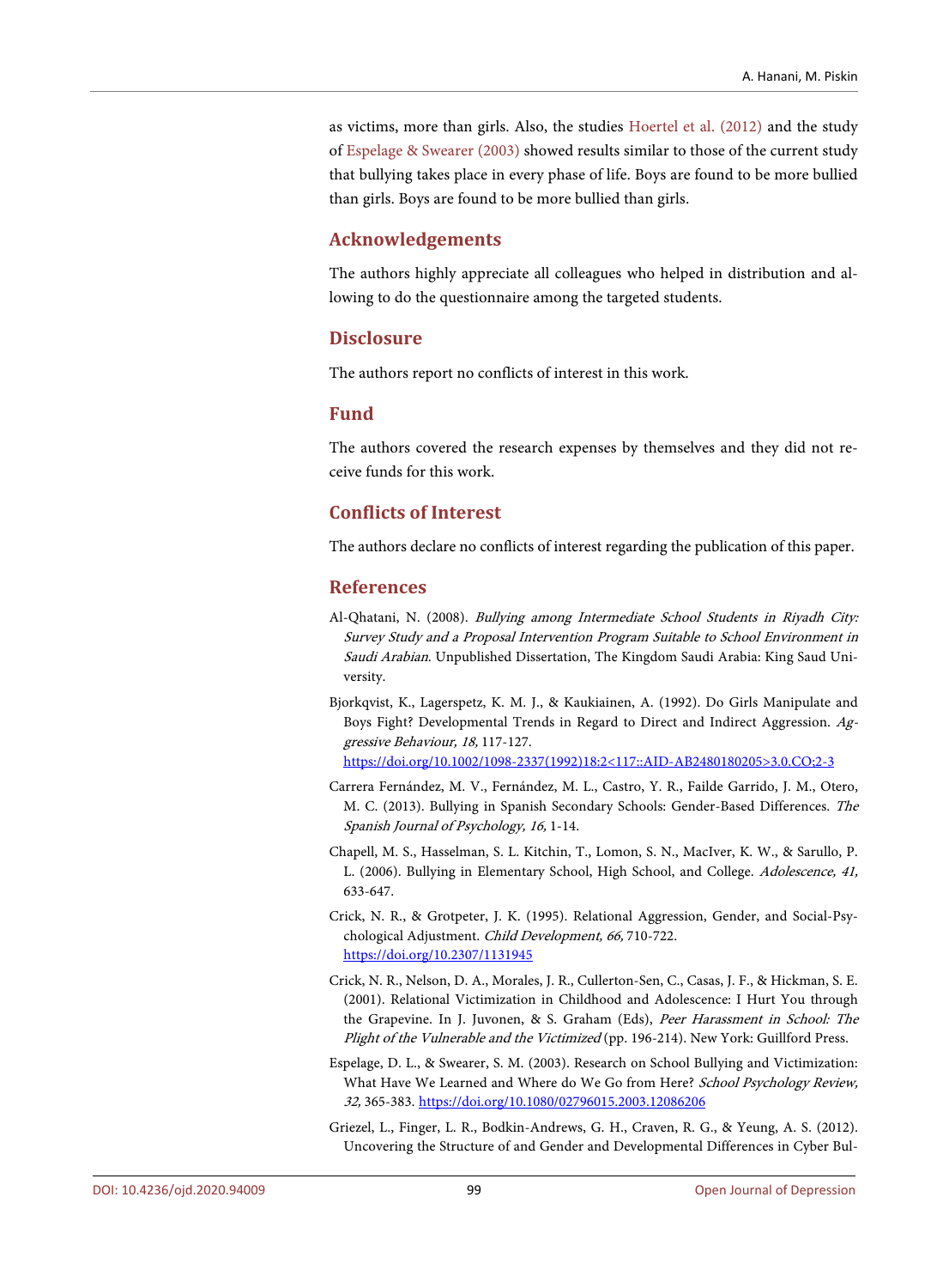as victims, more than girls. Also, the studies Hoertel et al. (2012) and the study of Espelage & Swearer (2003) showed results similar to those of the current study that bullying takes place in every phase of life. Boys are found to be more bullied than girls. Boys are found to be more bullied than girls.

## Acknowledgements

The authors highly appreciate all colleagues who helped in distribution and allowing to do the questionnaire among the targeted students.

## Disclosure

The authors report no conflicts of interest in this work.

## Fund

The authors covered the research expenses by themselves and they did not receive funds for this work.

## Conflicts of Interest

The authors declare no conflicts of interest regarding the publication of this paper.

## References

Al-Qhatani, N. (2008). *Bullying among Intermediate School Students in Riyadh City: Survey Study and a Proposal Intervention Program Suitable to School Environment in Saudi Arabian*. Unpublished Dissertation, The Kingdom Saudi Arabia: King Saud University.

Bjorkqvist, K., Lagerspetz, K. M. J., & Kaukiainen, A. (1992). Do Girls Manipulate and Boys Fight? Developmental Trends in Regard to Direct and Indirect Aggression. *Aggressive Behaviour, 18,* 117-127. https://doi.org/10.1002/1098-2337(1992)18:2<117::AID-AB2480180205>3.0.CO;2-3

Carrera Fernández, M. V., Fernández, M. L., Castro, Y. R., Failde Garrido, J. M., Otero, M. C. (2013). Bullying in Spanish Secondary Schools: Gender-Based Differences. *The Spanish Journal of Psychology, 16,* 1-14.

Chapell, M. S., Hasselman, S. L. Kitchin, T., Lomon, S. N., MacIver, K. W., & Sarullo, P. L. (2006). Bullying in Elementary School, High School, and College. *Adolescence, 41,* 633-647.

Crick, N. R., & Grotpeter, J. K. (1995). Relational Aggression, Gender, and Social-Psychological Adjustment. *Child Development, 66,* 710-722. https://doi.org/10.2307/1131945

Crick, N. R., Nelson, D. A., Morales, J. R., Cullerton-Sen, C., Casas, J. F., & Hickman, S. E. (2001). Relational Victimization in Childhood and Adolescence: I Hurt You through the Grapevine. In J. Juvonen, & S. Graham (Eds), *Peer Harassment in School: The Plight of the Vulnerable and the Victimized* (pp. 196-214). New York: Guillford Press.

Espelage, D. L., & Swearer, S. M. (2003). Research on School Bullying and Victimization: What Have We Learned and Where do We Go from Here? *School Psychology Review, 32,* 365-383. https://doi.org/10.1080/02796015.2003.12086206

Griezel, L., Finger, L. R., Bodkin-Andrews, G. H., Craven, R. G., & Yeung, A. S. (2012). Uncovering the Structure of and Gender and Developmental Differences in Cyber Bul-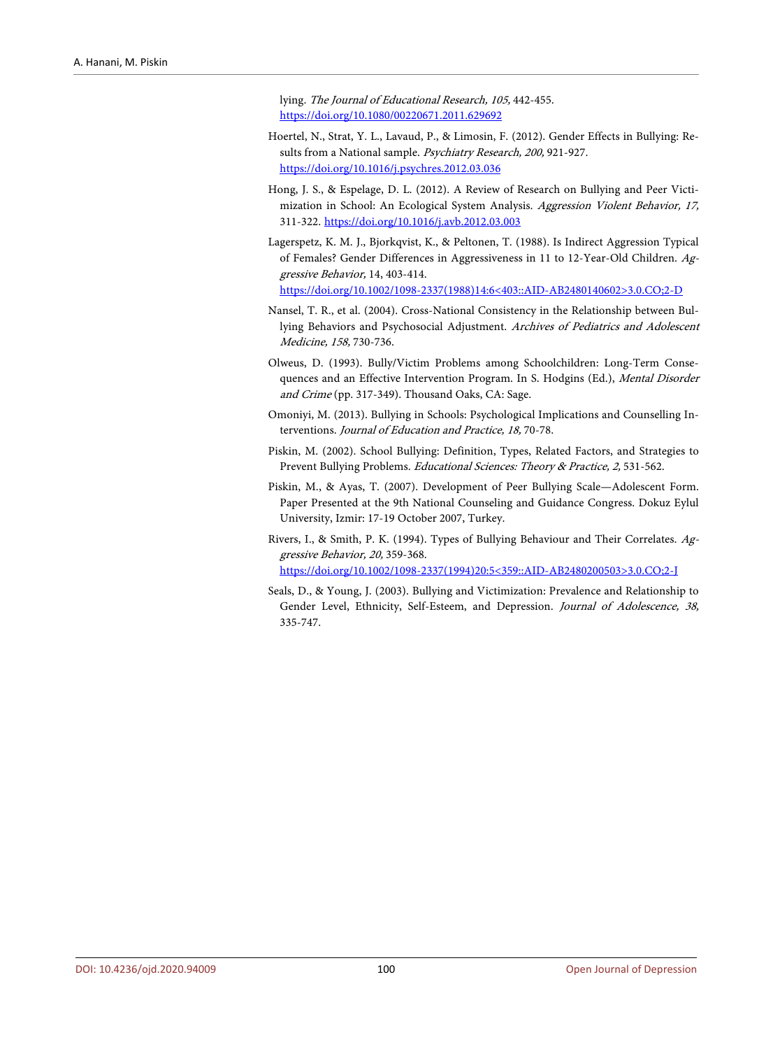lying. *The Journal of Educational Research, 105,* 442-455. https://doi.org/10.1080/00220671.2011.629692

Hoertel, N., Strat, Y. L., Lavaud, P., & Limosin, F. (2012). Gender Effects in Bullying: Results from a National sample. *Psychiatry Research, 200,* 921-927. https://doi.org/10.1016/j.psychres.2012.03.036

Hong, J. S., & Espelage, D. L. (2012). A Review of Research on Bullying and Peer Victimization in School: An Ecological System Analysis. *Aggression Violent Behavior, 17,* 311-322. https://doi.org/10.1016/j.avb.2012.03.003

Lagerspetz, K. M. J., Bjorkqvist, K., & Peltonen, T. (1988). Is Indirect Aggression Typical of Females? Gender Differences in Aggressiveness in 11 to 12-Year-Old Children. *Aggressive Behavior,* 14, 403-414. https://doi.org/10.1002/1098-2337(1988)14:6<403::AID-AB2480140602>3.0.CO;2-D

Nansel, T. R., et al. (2004). Cross-National Consistency in the Relationship between Bullying Behaviors and Psychosocial Adjustment. *Archives of Pediatrics and Adolescent Medicine, 158,* 730-736.

Olweus, D. (1993). Bully/Victim Problems among Schoolchildren: Long-Term Consequences and an Effective Intervention Program. In S. Hodgins (Ed.), *Mental Disorder and Crime* (pp. 317-349). Thousand Oaks, CA: Sage.

Omoniyi, M. (2013). Bullying in Schools: Psychological Implications and Counselling Interventions. *Journal of Education and Practice, 18,* 70-78.

Piskin, M. (2002). School Bullying: Definition, Types, Related Factors, and Strategies to Prevent Bullying Problems. *Educational Sciences: Theory & Practice, 2,* 531-562.

Piskin, M., & Ayas, T. (2007). Development of Peer Bullying Scale—Adolescent Form. Paper Presented at the 9th National Counseling and Guidance Congress. Dokuz Eylul University, Izmir: 17-19 October 2007, Turkey.

Rivers, I., & Smith, P. K. (1994). Types of Bullying Behaviour and Their Correlates. *Aggressive Behavior, 20,* 359-368. https://doi.org/10.1002/1098-2337(1994)20:5<359::AID-AB2480200503>3.0.CO;2-J

Seals, D., & Young, J. (2003). Bullying and Victimization: Prevalence and Relationship to Gender Level, Ethnicity, Self-Esteem, and Depression. *Journal of Adolescence, 38,* 335-747.